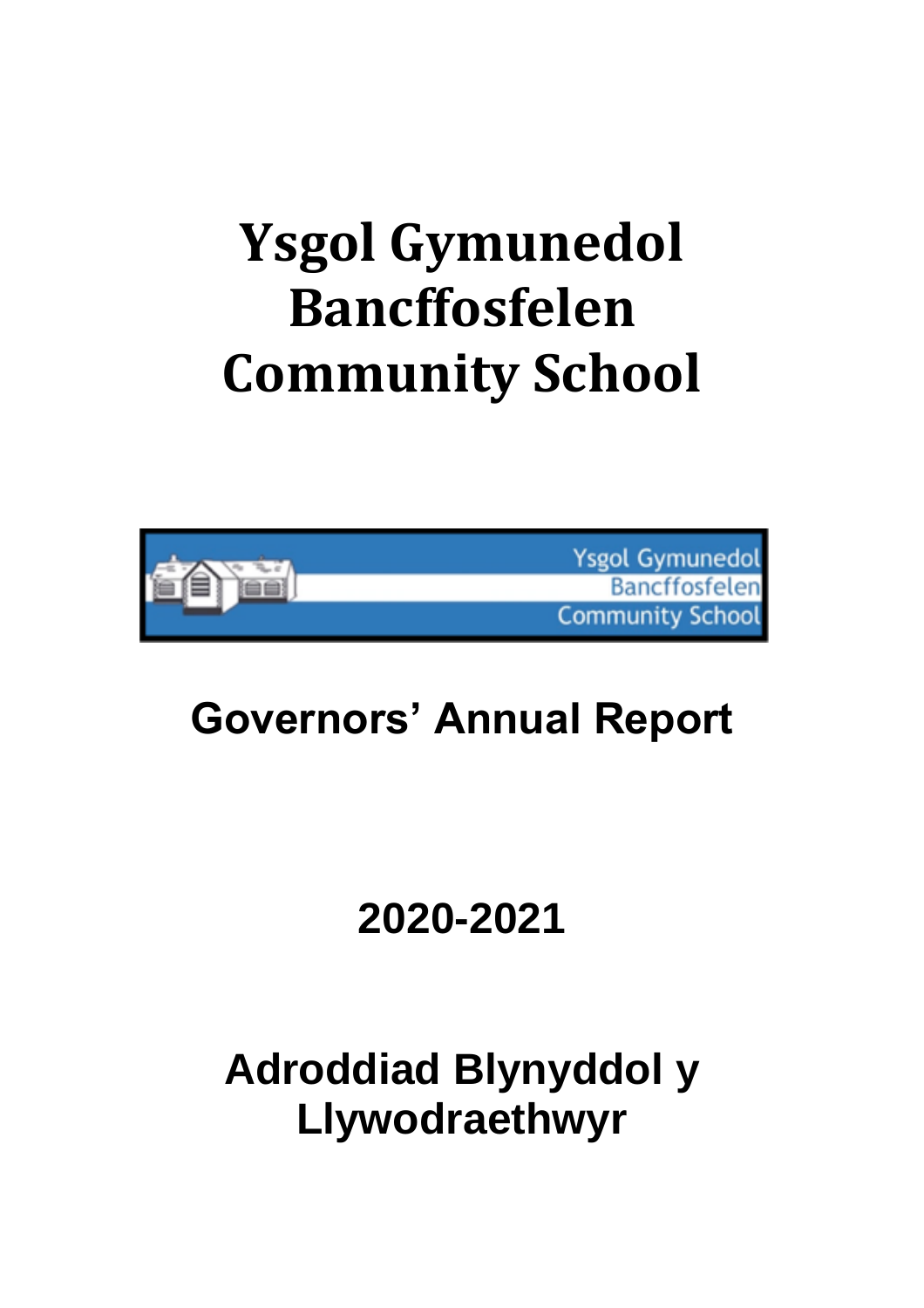# Ysgol Gymunedol Bancffosfelen Community School

## Governors' Annual Report

## 2020-2021

## Adroddiad Blynyddol y Llywodraethwyr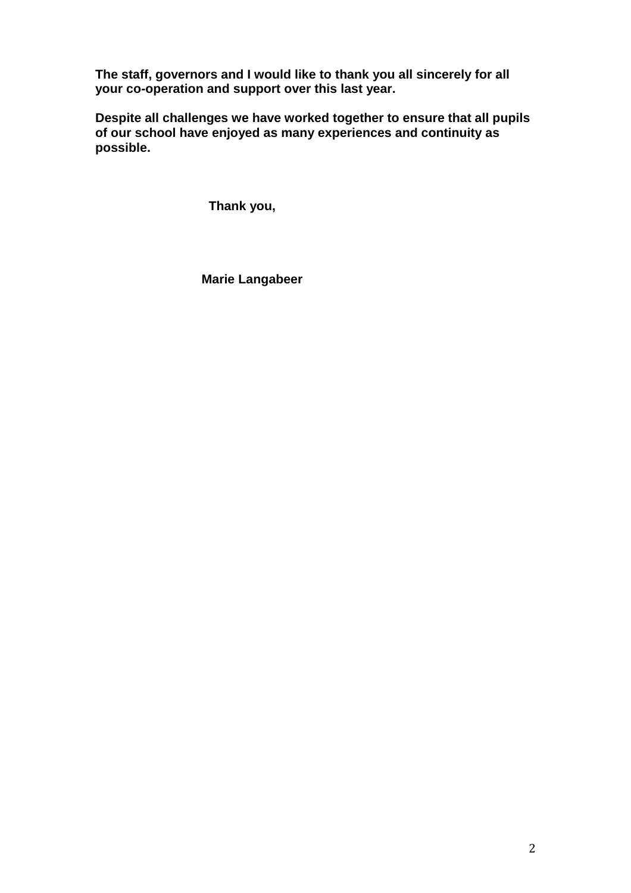**The staff, governors and I would like to thank you all sincerely for all your co-operation and support over this last year.**

**Despite all challenges we have worked together to ensure that all pupils of our school have enjoyed as many experiences and continuity as possible.**

**Thank you,**

**Marie Langabeer**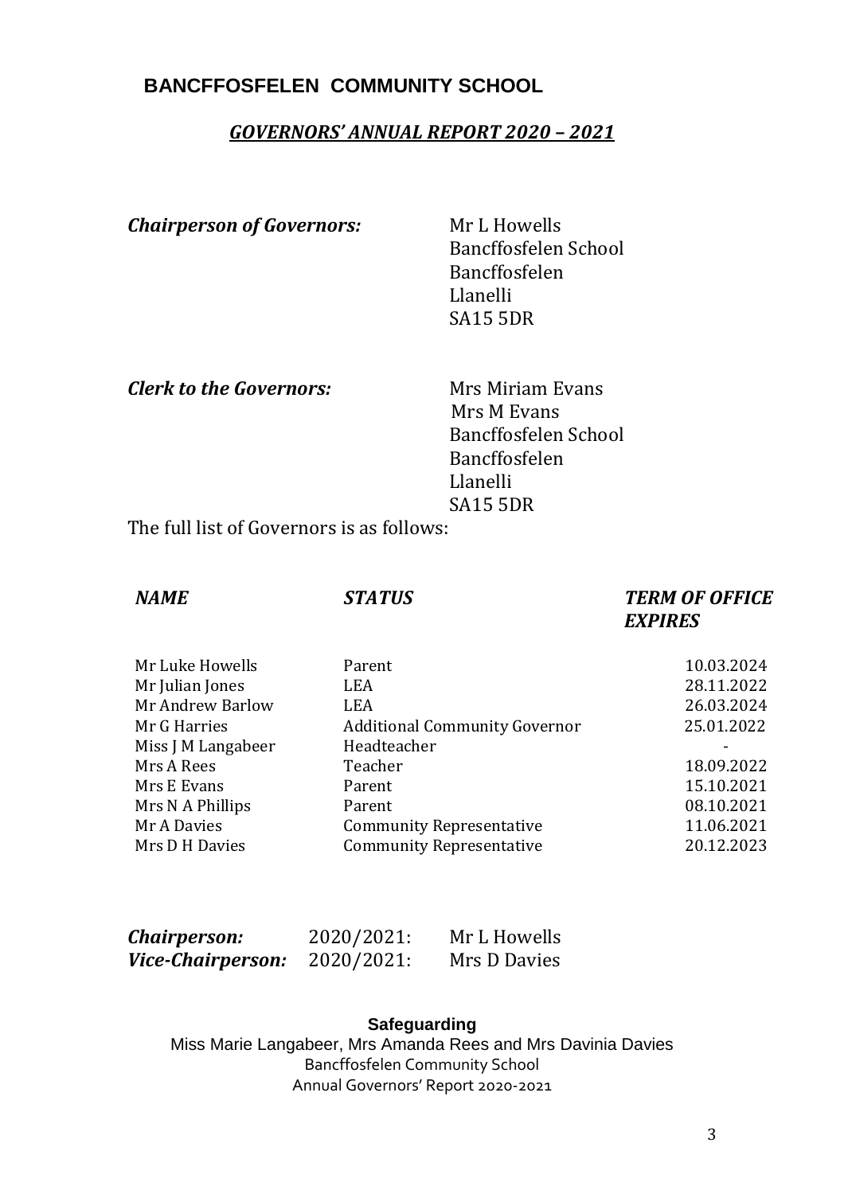# BANCFFOSFELEN COMMUNITY SCHOOL

## ***GOVERNORS' ANNUAL REPORT 2020 – 2021***

***Chairperson of Governors:*** Mr L Howells
Bancffosfelen School
Bancffosfelen
Llanelli
SA15 5DR

***Clerk to the Governors:*** Mrs Miriam Evans
Mrs M Evans
Bancffosfelen School
Bancffosfelen
Llanelli
SA15 5DR

The full list of Governors is as follows:

| ***NAME*** | ***STATUS*** | ***TERM OF OFFICE EXPIRES*** |
|---|---|---|
| Mr Luke Howells | Parent | 10.03.2024 |
| Mr Julian Jones | LEA | 28.11.2022 |
| Mr Andrew Barlow | LEA | 26.03.2024 |
| Mr G Harries | Additional Community Governor | 25.01.2022 |
| Miss J M Langabeer | Headteacher | - |
| Mrs A Rees | Teacher | 18.09.2022 |
| Mrs E Evans | Parent | 15.10.2021 |
| Mrs N A Phillips | Parent | 08.10.2021 |
| Mr A Davies | Community Representative | 11.06.2021 |
| Mrs D H Davies | Community Representative | 20.12.2023 |

***Chairperson:*** 2020/2021: Mr L Howells
***Vice-Chairperson:*** 2020/2021: Mrs D Davies

**Safeguarding**

Miss Marie Langabeer, Mrs Amanda Rees and Mrs Davinia Davies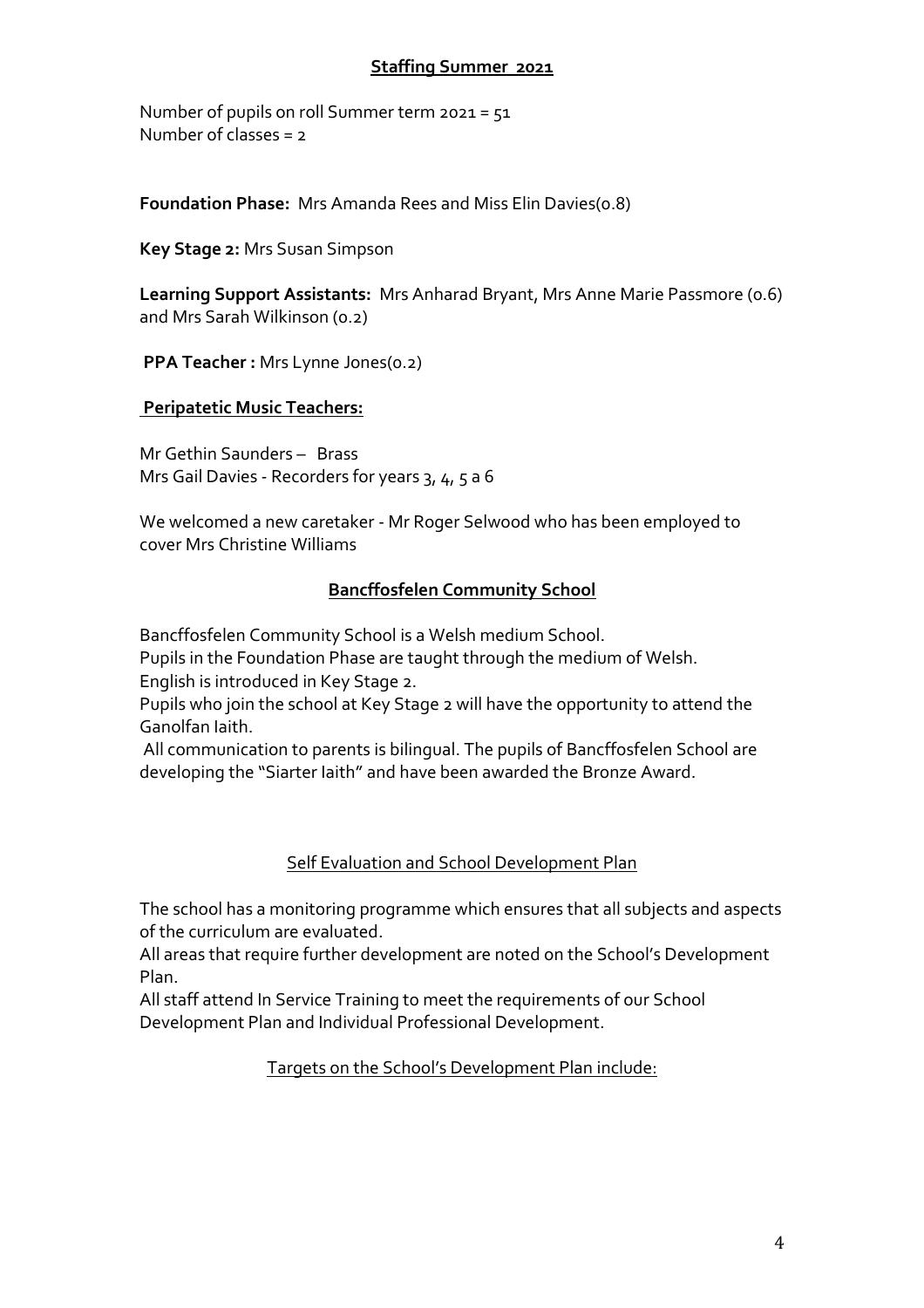## Staffing Summer 2021

Number of pupils on roll Summer term 2021 = 51
Number of classes = 2

**Foundation Phase:** Mrs Amanda Rees and Miss Elin Davies(0.8)

**Key Stage 2:** Mrs Susan Simpson

**Learning Support Assistants:** Mrs Anharad Bryant, Mrs Anne Marie Passmore (0.6) and Mrs Sarah Wilkinson (0.2)

**PPA Teacher :** Mrs Lynne Jones(0.2)

**Peripatetic Music Teachers:**

Mr Gethin Saunders – Brass
Mrs Gail Davies - Recorders for years 3, 4, 5 a 6

We welcomed a new caretaker - Mr Roger Selwood who has been employed to cover Mrs Christine Williams

## Bancffosfelen Community School

Bancffosfelen Community School is a Welsh medium School.
Pupils in the Foundation Phase are taught through the medium of Welsh.
English is introduced in Key Stage 2.
Pupils who join the school at Key Stage 2 will have the opportunity to attend the Ganolfan Iaith.
All communication to parents is bilingual. The pupils of Bancffosfelen School are developing the "Siarter Iaith" and have been awarded the Bronze Award.

## Self Evaluation and School Development Plan

The school has a monitoring programme which ensures that all subjects and aspects of the curriculum are evaluated.
All areas that require further development are noted on the School's Development Plan.
All staff attend In Service Training to meet the requirements of our School Development Plan and Individual Professional Development.

Targets on the School's Development Plan include: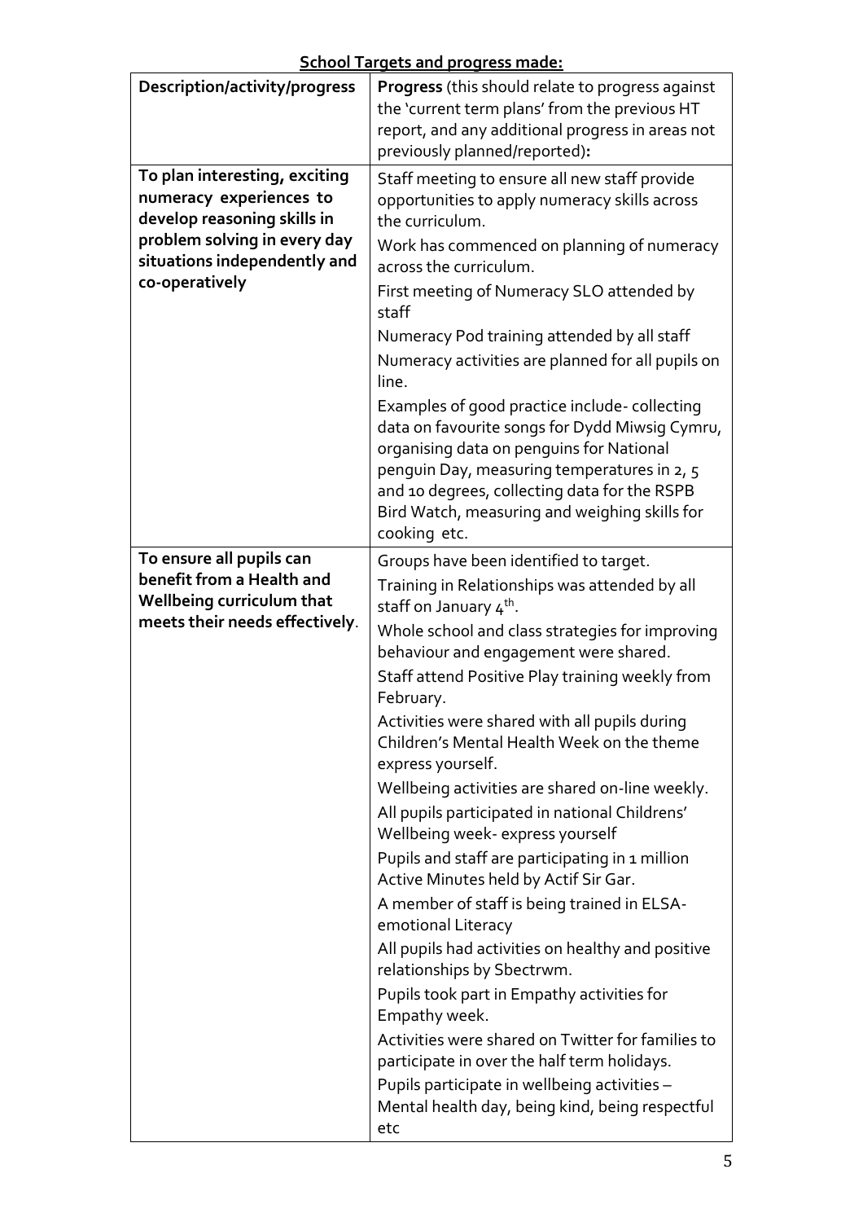**School Targets and progress made:**

| Description/activity/progress | **Progress** (this should relate to progress against the 'current term plans' from the previous HT report, and any additional progress in areas not previously planned/reported)**:** |
|---|---|
| **To plan interesting, exciting numeracy experiences to develop reasoning skills in problem solving in every day situations independently and co-operatively** | Staff meeting to ensure all new staff provide opportunities to apply numeracy skills across the curriculum.<br>Work has commenced on planning of numeracy across the curriculum.<br>First meeting of Numeracy SLO attended by staff<br>Numeracy Pod training attended by all staff<br>Numeracy activities are planned for all pupils on line.<br>Examples of good practice include- collecting data on favourite songs for Dydd Miwsig Cymru, organising data on penguins for National penguin Day, measuring temperatures in 2, 5 and 10 degrees, collecting data for the RSPB Bird Watch, measuring and weighing skills for cooking etc. |
| **To ensure all pupils can benefit from a Health and Wellbeing curriculum that meets their needs effectively**. | Groups have been identified to target.<br>Training in Relationships was attended by all staff on January 4th.<br>Whole school and class strategies for improving behaviour and engagement were shared.<br>Staff attend Positive Play training weekly from February.<br>Activities were shared with all pupils during Children's Mental Health Week on the theme express yourself.<br>Wellbeing activities are shared on-line weekly.<br>All pupils participated in national Childrens' Wellbeing week- express yourself<br>Pupils and staff are participating in 1 million Active Minutes held by Actif Sir Gar.<br>A member of staff is being trained in ELSA- emotional Literacy<br>All pupils had activities on healthy and positive relationships by Sbectrwm.<br>Pupils took part in Empathy activities for Empathy week.<br>Activities were shared on Twitter for families to participate in over the half term holidays.<br>Pupils participate in wellbeing activities – Mental health day, being kind, being respectful etc |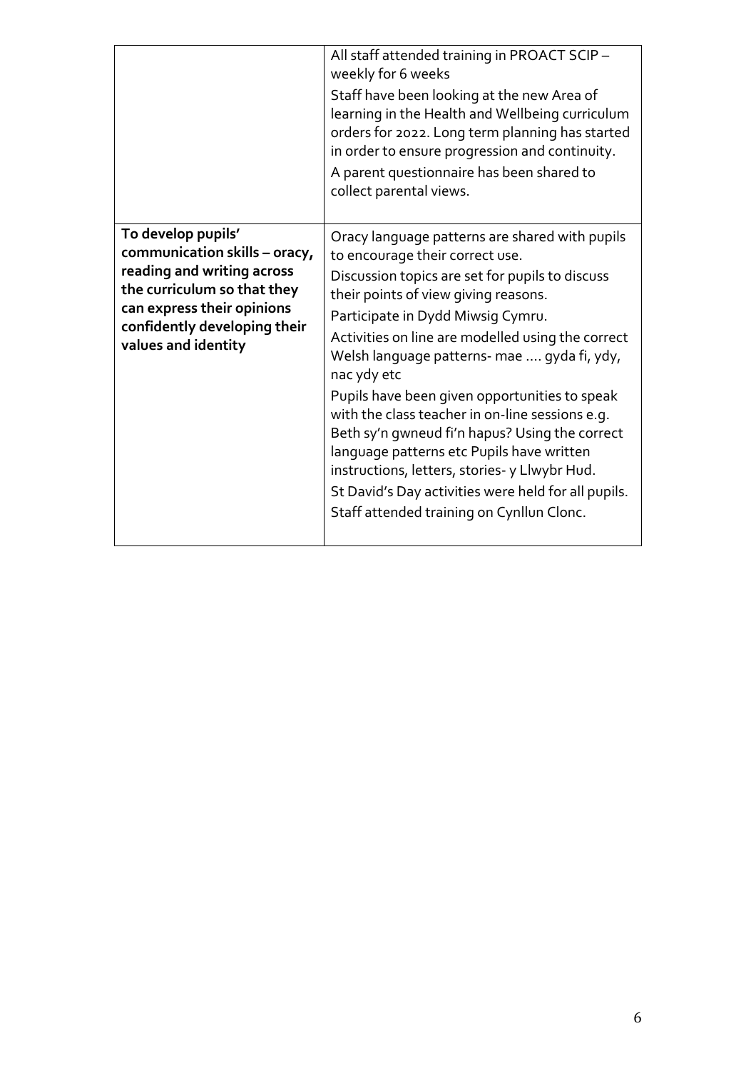| | |
|---|---|
| | All staff attended training in PROACT SCIP – weekly for 6 weeks<br>Staff have been looking at the new Area of learning in the Health and Wellbeing curriculum orders for 2022. Long term planning has started in order to ensure progression and continuity.<br>A parent questionnaire has been shared to collect parental views. |
| **To develop pupils' communication skills – oracy, reading and writing across the curriculum so that they can express their opinions confidently developing their values and identity** | Oracy language patterns are shared with pupils to encourage their correct use.<br>Discussion topics are set for pupils to discuss their points of view giving reasons.<br>Participate in Dydd Miwsig Cymru.<br>Activities on line are modelled using the correct Welsh language patterns- mae .... gyda fi, ydy, nac ydy etc<br>Pupils have been given opportunities to speak with the class teacher in on-line sessions e.g. Beth sy'n gwneud fi'n hapus? Using the correct language patterns etc Pupils have written instructions, letters, stories- y Llwybr Hud.<br>St David's Day activities were held for all pupils.<br>Staff attended training on Cynllun Clonc. |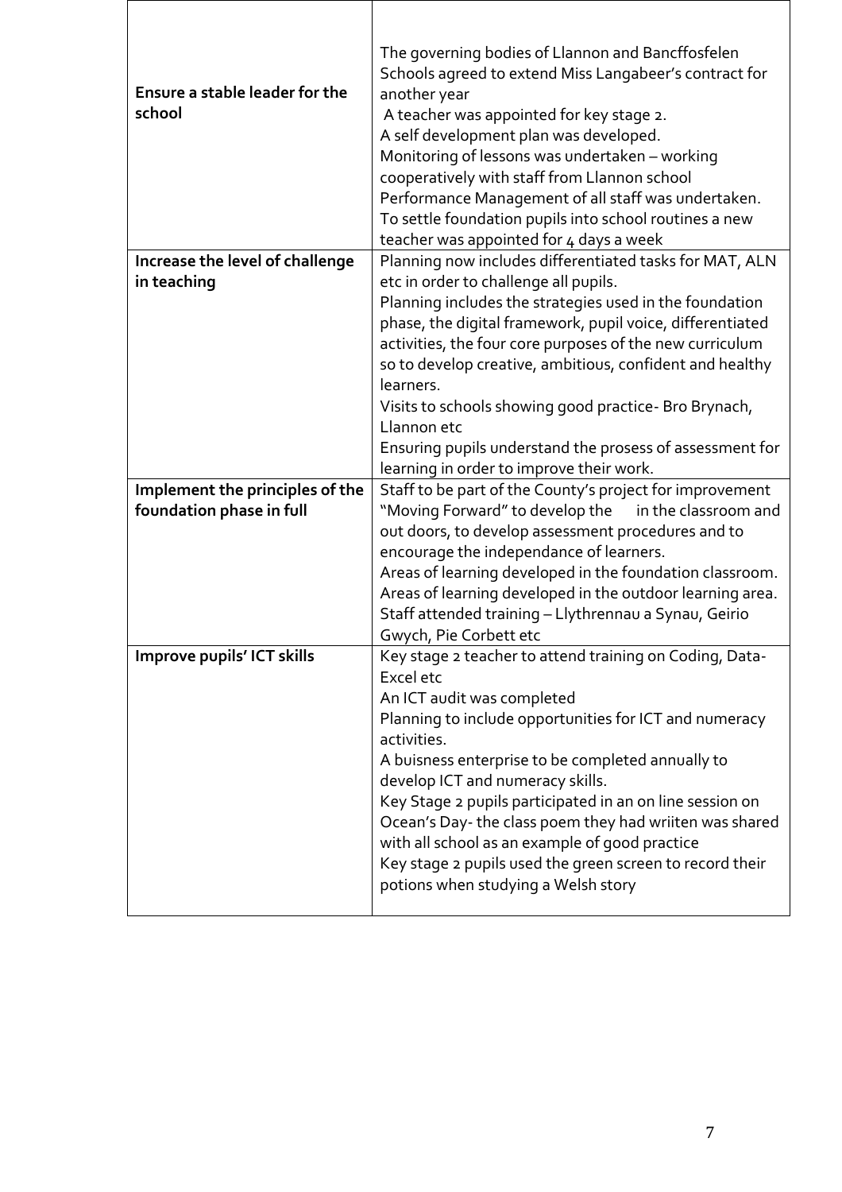| | |
|---|---|
| **Ensure a stable leader for the school** | The governing bodies of Llannon and Bancffosfelen Schools agreed to extend Miss Langabeer's contract for another year<br>A teacher was appointed for key stage 2.<br>A self development plan was developed.<br>Monitoring of lessons was undertaken – working cooperatively with staff from Llannon school<br>Performance Management of all staff was undertaken.<br>To settle foundation pupils into school routines a new teacher was appointed for 4 days a week |
| **Increase the level of challenge in teaching** | Planning now includes differentiated tasks for MAT, ALN etc in order to challenge all pupils.<br>Planning includes the strategies used in the foundation phase, the digital framework, pupil voice, differentiated activities, the four core purposes of the new curriculum so to develop creative, ambitious, confident and healthy learners.<br>Visits to schools showing good practice- Bro Brynach, Llannon etc<br>Ensuring pupils understand the prosess of assessment for learning in order to improve their work. |
| **Implement the principles of the foundation phase in full** | Staff to be part of the County's project for improvement "Moving Forward" to develop the  in the classroom and out doors, to develop assessment procedures and to encourage the independance of learners.<br>Areas of learning developed in the foundation classroom.<br>Areas of learning developed in the outdoor learning area.<br>Staff attended training – Llythrennau a Synau, Geirio Gwych, Pie Corbett etc |
| **Improve pupils' ICT skills** | Key stage 2 teacher to attend training on Coding, Data-Excel etc<br>An ICT audit was completed<br>Planning to include opportunities for ICT and numeracy activities.<br>A buisness enterprise to be completed annually to develop ICT and numeracy skills.<br>Key Stage 2 pupils participated in an on line session on Ocean's Day- the class poem they had wriiten was shared with all school as an example of good practice<br>Key stage 2 pupils used the green screen to record their potions when studying a Welsh story |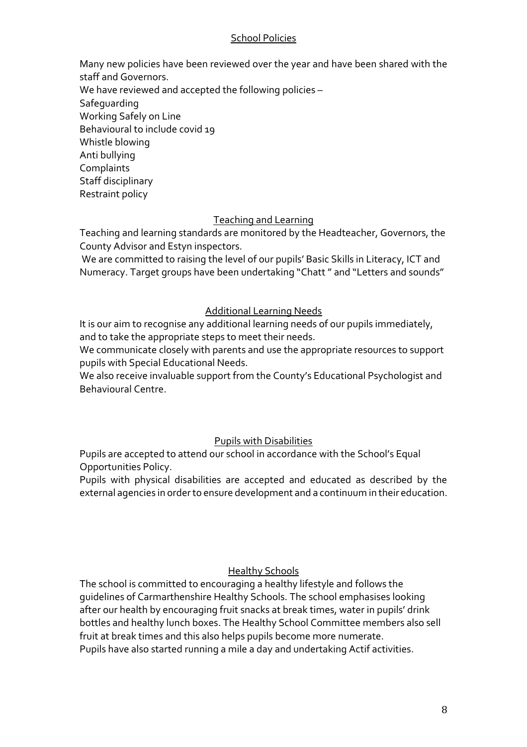## School Policies

Many new policies have been reviewed over the year and have been shared with the staff and Governors.
We have reviewed and accepted the following policies –
Safeguarding
Working Safely on Line
Behavioural to include covid 19
Whistle blowing
Anti bullying
Complaints
Staff disciplinary
Restraint policy

## Teaching and Learning

Teaching and learning standards are monitored by the Headteacher, Governors, the County Advisor and Estyn inspectors.
We are committed to raising the level of our pupils' Basic Skills in Literacy, ICT and Numeracy. Target groups have been undertaking "Chatt " and "Letters and sounds"

## Additional Learning Needs

It is our aim to recognise any additional learning needs of our pupils immediately, and to take the appropriate steps to meet their needs.
We communicate closely with parents and use the appropriate resources to support pupils with Special Educational Needs.
We also receive invaluable support from the County's Educational Psychologist and Behavioural Centre.

## Pupils with Disabilities

Pupils are accepted to attend our school in accordance with the School's Equal Opportunities Policy.
Pupils with physical disabilities are accepted and educated as described by the external agencies in order to ensure development and a continuum in their education.

## Healthy Schools

The school is committed to encouraging a healthy lifestyle and follows the guidelines of Carmarthenshire Healthy Schools. The school emphasises looking after our health by encouraging fruit snacks at break times, water in pupils' drink bottles and healthy lunch boxes. The Healthy School Committee members also sell fruit at break times and this also helps pupils become more numerate.
Pupils have also started running a mile a day and undertaking Actif activities.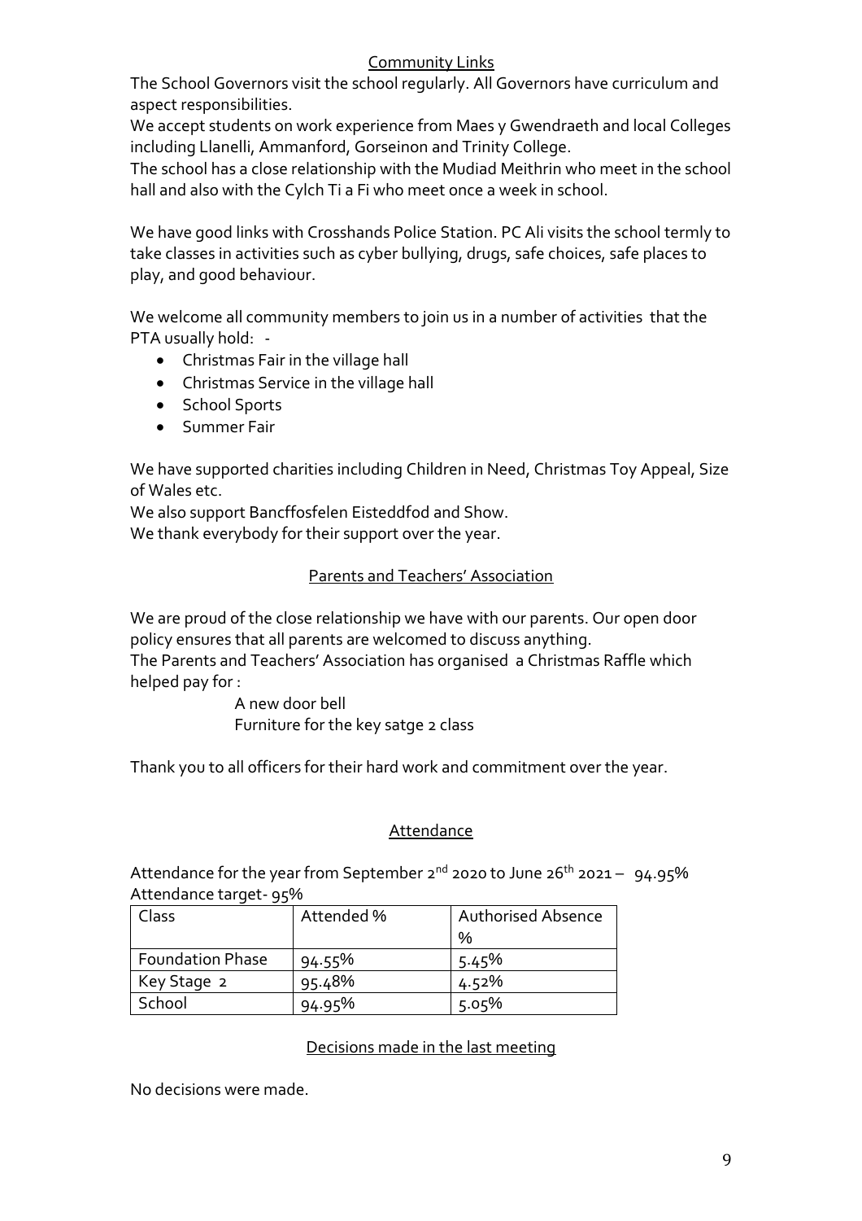## Community Links

The School Governors visit the school regularly. All Governors have curriculum and aspect responsibilities.

We accept students on work experience from Maes y Gwendraeth and local Colleges including Llanelli, Ammanford, Gorseinon and Trinity College.

The school has a close relationship with the Mudiad Meithrin who meet in the school hall and also with the Cylch Ti a Fi who meet once a week in school.

We have good links with Crosshands Police Station. PC Ali visits the school termly to take classes in activities such as cyber bullying, drugs, safe choices, safe places to play, and good behaviour.

We welcome all community members to join us in a number of activities that the PTA usually hold: -

- Christmas Fair in the village hall
- Christmas Service in the village hall
- School Sports
- Summer Fair

We have supported charities including Children in Need, Christmas Toy Appeal, Size of Wales etc.

We also support Bancffosfelen Eisteddfod and Show.

We thank everybody for their support over the year.

## Parents and Teachers' Association

We are proud of the close relationship we have with our parents. Our open door policy ensures that all parents are welcomed to discuss anything.

The Parents and Teachers' Association has organised a Christmas Raffle which helped pay for :

A new door bell
Furniture for the key satge 2 class

Thank you to all officers for their hard work and commitment over the year.

## Attendance

Attendance for the year from September 2nd 2020 to June 26th 2021 – 94.95%
Attendance target- 95%

| Class | Attended % | Authorised Absence % |
|---|---|---|
| Foundation Phase | 94.55% | 5.45% |
| Key Stage 2 | 95.48% | 4.52% |
| School | 94.95% | 5.05% |

## Decisions made in the last meeting

No decisions were made.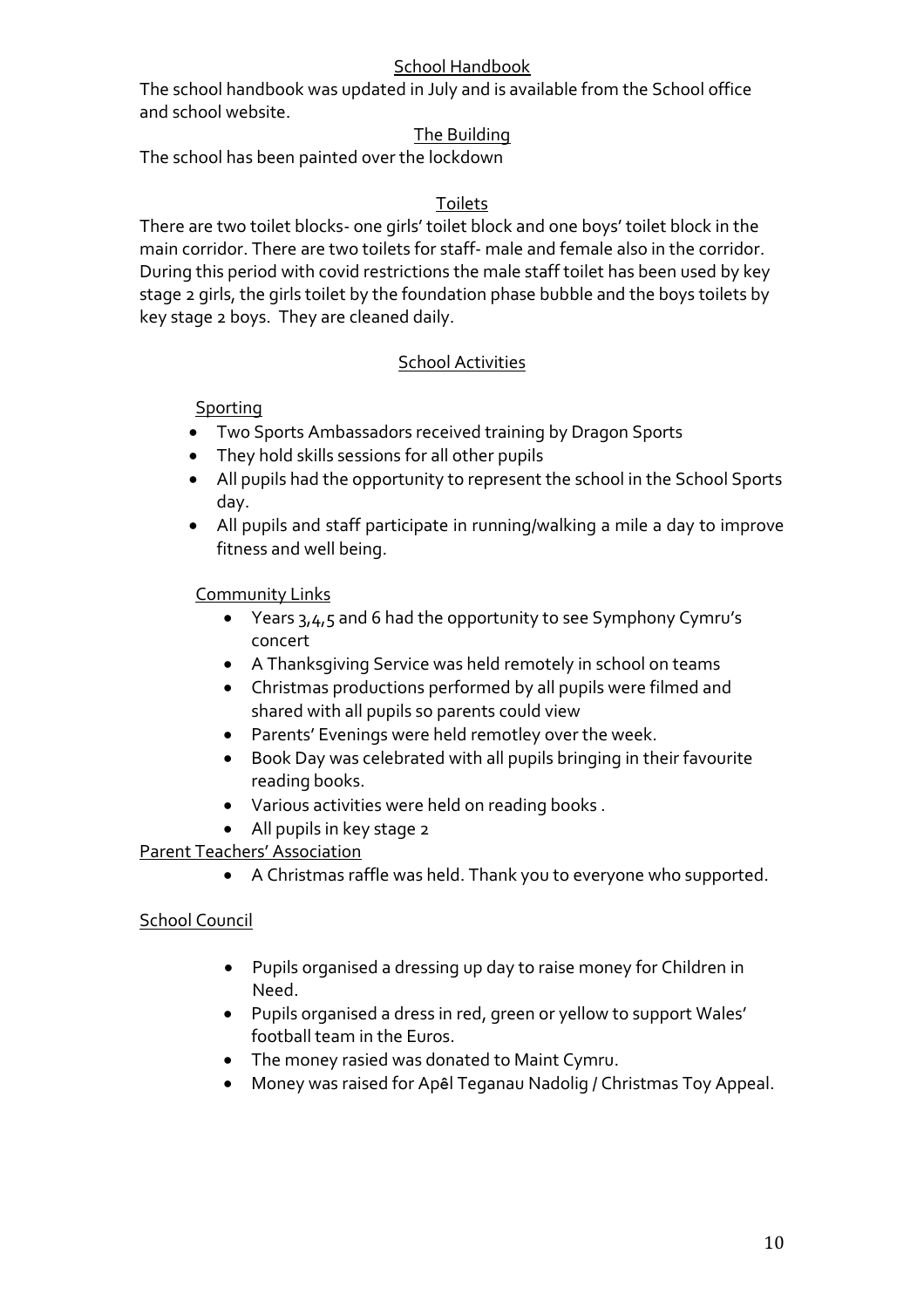## School Handbook

The school handbook was updated in July and is available from the School office and school website.

## The Building

The school has been painted over the lockdown

## Toilets

There are two toilet blocks- one girls' toilet block and one boys' toilet block in the main corridor. There are two toilets for staff- male and female also in the corridor. During this period with covid restrictions the male staff toilet has been used by key stage 2 girls, the girls toilet by the foundation phase bubble and the boys toilets by key stage 2 boys. They are cleaned daily.

## School Activities

### Sporting

- Two Sports Ambassadors received training by Dragon Sports
- They hold skills sessions for all other pupils
- All pupils had the opportunity to represent the school in the School Sports day.
- All pupils and staff participate in running/walking a mile a day to improve fitness and well being.

### Community Links

- Years 3,4,5 and 6 had the opportunity to see Symphony Cymru's concert
- A Thanksgiving Service was held remotely in school on teams
- Christmas productions performed by all pupils were filmed and shared with all pupils so parents could view
- Parents' Evenings were held remotley over the week.
- Book Day was celebrated with all pupils bringing in their favourite reading books.
- Various activities were held on reading books .
- All pupils in key stage 2

### Parent Teachers' Association

- A Christmas raffle was held. Thank you to everyone who supported.

### School Council

- Pupils organised a dressing up day to raise money for Children in Need.
- Pupils organised a dress in red, green or yellow to support Wales' football team in the Euros.
- The money rasied was donated to Maint Cymru.
- Money was raised for Apêl Teganau Nadolig / Christmas Toy Appeal.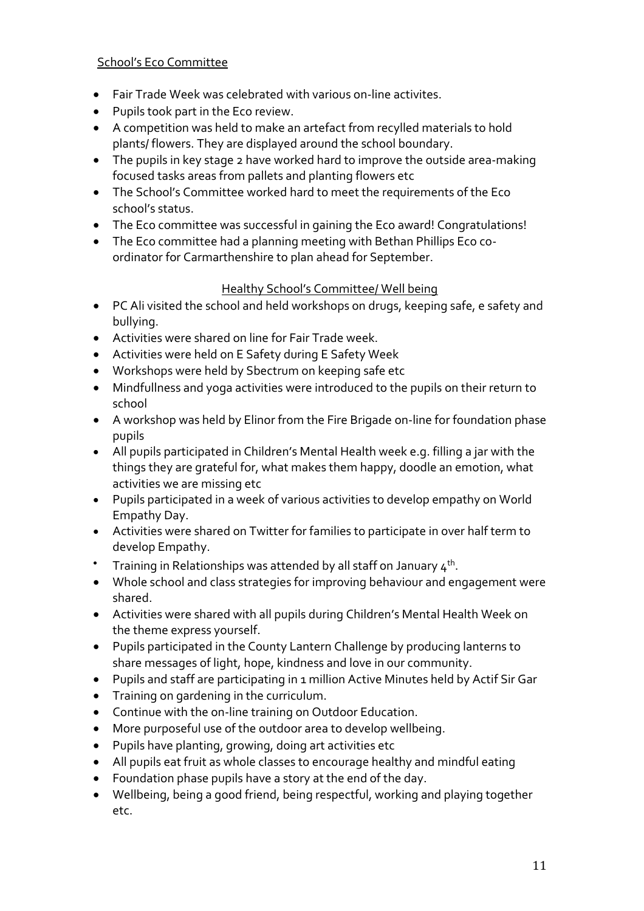## School's Eco Committee

- Fair Trade Week was celebrated with various on-line activites.
- Pupils took part in the Eco review.
- A competition was held to make an artefact from recylled materials to hold plants/ flowers. They are displayed around the school boundary.
- The pupils in key stage 2 have worked hard to improve the outside area-making focused tasks areas from pallets and planting flowers etc
- The School's Committee worked hard to meet the requirements of the Eco school's status.
- The Eco committee was successful in gaining the Eco award! Congratulations!
- The Eco committee had a planning meeting with Bethan Phillips Eco co-ordinator for Carmarthenshire to plan ahead for September.

## Healthy School's Committee/ Well being

- PC Ali visited the school and held workshops on drugs, keeping safe, e safety and bullying.
- Activities were shared on line for Fair Trade week.
- Activities were held on E Safety during E Safety Week
- Workshops were held by Sbectrum on keeping safe etc
- Mindfullness and yoga activities were introduced to the pupils on their return to school
- A workshop was held by Elinor from the Fire Brigade on-line for foundation phase pupils
- All pupils participated in Children's Mental Health week e.g. filling a jar with the things they are grateful for, what makes them happy, doodle an emotion, what activities we are missing etc
- Pupils participated in a week of various activities to develop empathy on World Empathy Day.
- Activities were shared on Twitter for families to participate in over half term to develop Empathy.
- Training in Relationships was attended by all staff on January 4th.
- Whole school and class strategies for improving behaviour and engagement were shared.
- Activities were shared with all pupils during Children's Mental Health Week on the theme express yourself.
- Pupils participated in the County Lantern Challenge by producing lanterns to share messages of light, hope, kindness and love in our community.
- Pupils and staff are participating in 1 million Active Minutes held by Actif Sir Gar
- Training on gardening in the curriculum.
- Continue with the on-line training on Outdoor Education.
- More purposeful use of the outdoor area to develop wellbeing.
- Pupils have planting, growing, doing art activities etc
- All pupils eat fruit as whole classes to encourage healthy and mindful eating
- Foundation phase pupils have a story at the end of the day.
- Wellbeing, being a good friend, being respectful, working and playing together etc.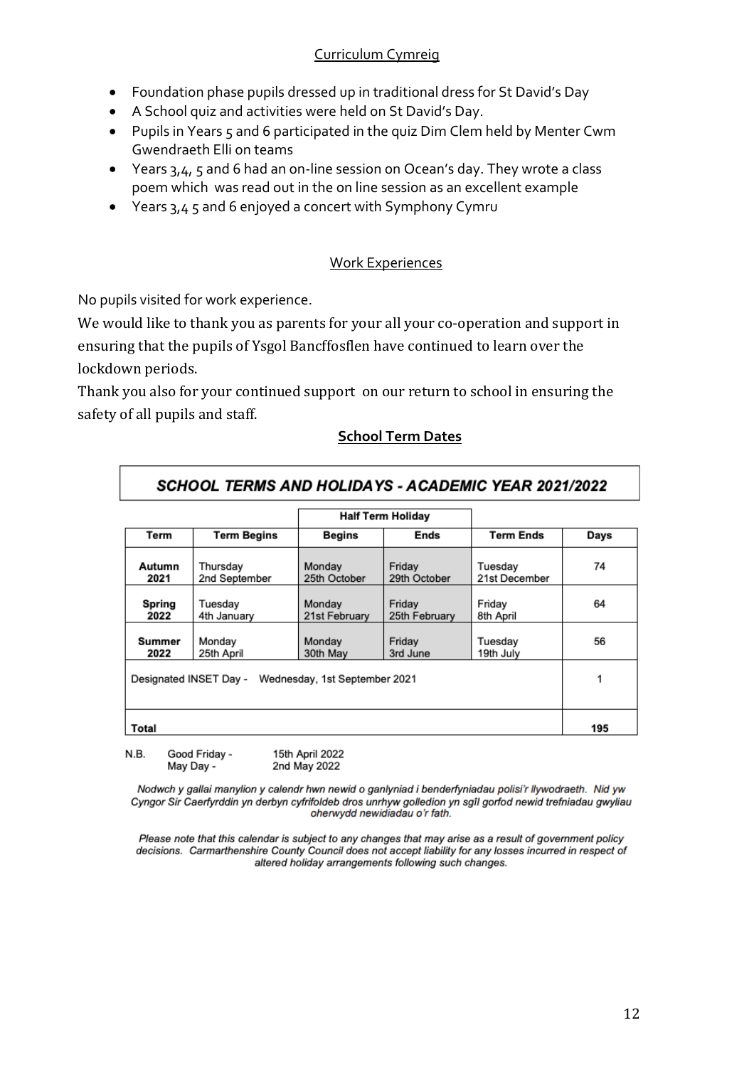## Curriculum Cymreig

- Foundation phase pupils dressed up in traditional dress for St David's Day
- A School quiz and activities were held on St David's Day.
- Pupils in Years 5 and 6 participated in the quiz Dim Clem held by Menter Cwm Gwendraeth Elli on teams
- Years 3,4, 5 and 6 had an on-line session on Ocean's day. They wrote a class poem which was read out in the on line session as an excellent example
- Years 3,4 5 and 6 enjoyed a concert with Symphony Cymru

## Work Experiences

No pupils visited for work experience.

We would like to thank you as parents for your all your co-operation and support in ensuring that the pupils of Ysgol Bancffosflen have continued to learn over the lockdown periods.

Thank you also for your continued support on our return to school in ensuring the safety of all pupils and staff.

## School Term Dates

### *SCHOOL TERMS AND HOLIDAYS - ACADEMIC YEAR 2021/2022*

| | | Half Term Holiday | | | |
|---|---|---|---|---|---|
| **Term** | **Term Begins** | **Begins** | **Ends** | **Term Ends** | **Days** |
| **Autumn 2021** | Thursday 2nd September | Monday 25th October | Friday 29th October | Tuesday 21st December | 74 |
| **Spring 2022** | Tuesday 4th January | Monday 21st February | Friday 25th February | Friday 8th April | 64 |
| **Summer 2022** | Monday 25th April | Monday 30th May | Friday 3rd June | Tuesday 19th July | 56 |
| Designated INSET Day - Wednesday, 1st September 2021 | | | | | 1 |
| **Total** | | | | | **195** |

N.B. Good Friday - 15th April 2022
May Day - 2nd May 2022

*Nodwch y gallai manylion y calendr hwn newid o ganlyniad i benderfyniadau polisi'r llywodraeth. Nid yw Cyngor Sir Caerfyrddin yn derbyn cyfrifoldeb dros unrhyw golledion yn sgîl gorfod newid trefniadau gwyliau oherwydd newidiadau o'r fath.*

*Please note that this calendar is subject to any changes that may arise as a result of government policy decisions. Carmarthenshire County Council does not accept liability for any losses incurred in respect of altered holiday arrangements following such changes.*